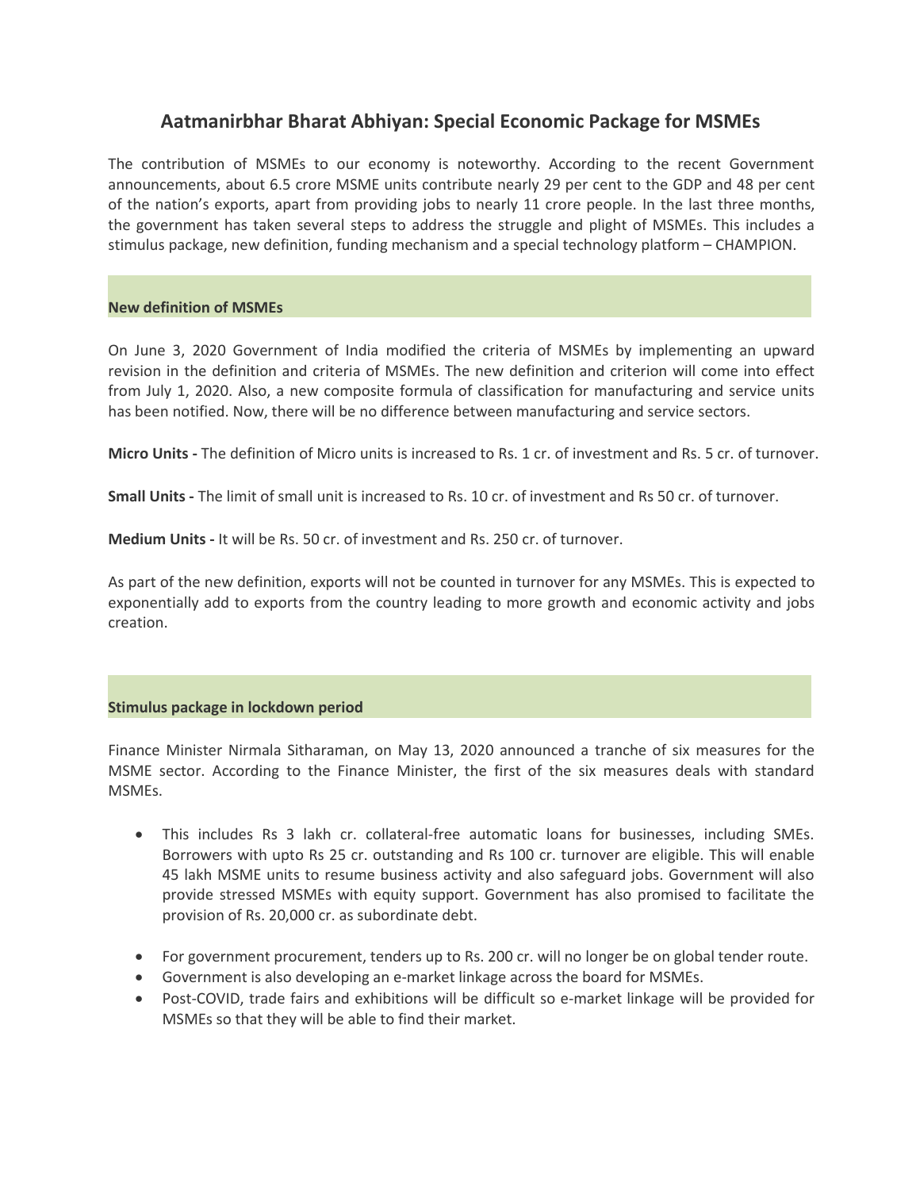# Aatmanirbhar Bharat Abhiyan: Special Economic Package for MSMEs

The contribution of MSMEs to our economy is noteworthy. According to the recent Government announcements, about 6.5 crore MSME units contribute nearly 29 per cent to the GDP and 48 per cent of the nation's exports, apart from providing jobs to nearly 11 crore people. In the last three months, the government has taken several steps to address the struggle and plight of MSMEs. This includes a stimulus package, new definition, funding mechanism and a special technology platform – CHAMPION.

## New definition of MSMEs

On June 3, 2020 Government of India modified the criteria of MSMEs by implementing an upward revision in the definition and criteria of MSMEs. The new definition and criterion will come into effect from July 1, 2020. Also, a new composite formula of classification for manufacturing and service units has been notified. Now, there will be no difference between manufacturing and service sectors.

**Micro Units -** The definition of Micro units is increased to Rs. 1 cr. of investment and Rs. 5 cr. of turnover.

**Small Units -** The limit of small unit is increased to Rs. 10 cr. of investment and Rs 50 cr. of turnover.

**Medium Units -** It will be Rs. 50 cr. of investment and Rs. 250 cr. of turnover.

As part of the new definition, exports will not be counted in turnover for any MSMEs. This is expected to exponentially add to exports from the country leading to more growth and economic activity and jobs creation.

## Stimulus package in lockdown period

Finance Minister Nirmala Sitharaman, on May 13, 2020 announced a tranche of six measures for the MSME sector. According to the Finance Minister, the first of the six measures deals with standard MSMEs.

- This includes Rs 3 lakh cr. collateral-free automatic loans for businesses, including SMEs. Borrowers with upto Rs 25 cr. outstanding and Rs 100 cr. turnover are eligible. This will enable 45 lakh MSME units to resume business activity and also safeguard jobs. Government will also provide stressed MSMEs with equity support. Government has also promised to facilitate the provision of Rs. 20,000 cr. as subordinate debt.
- For government procurement, tenders up to Rs. 200 cr. will no longer be on global tender route.
- Government is also developing an e-market linkage across the board for MSMEs.
- Post-COVID, trade fairs and exhibitions will be difficult so e-market linkage will be provided for MSMEs so that they will be able to find their market.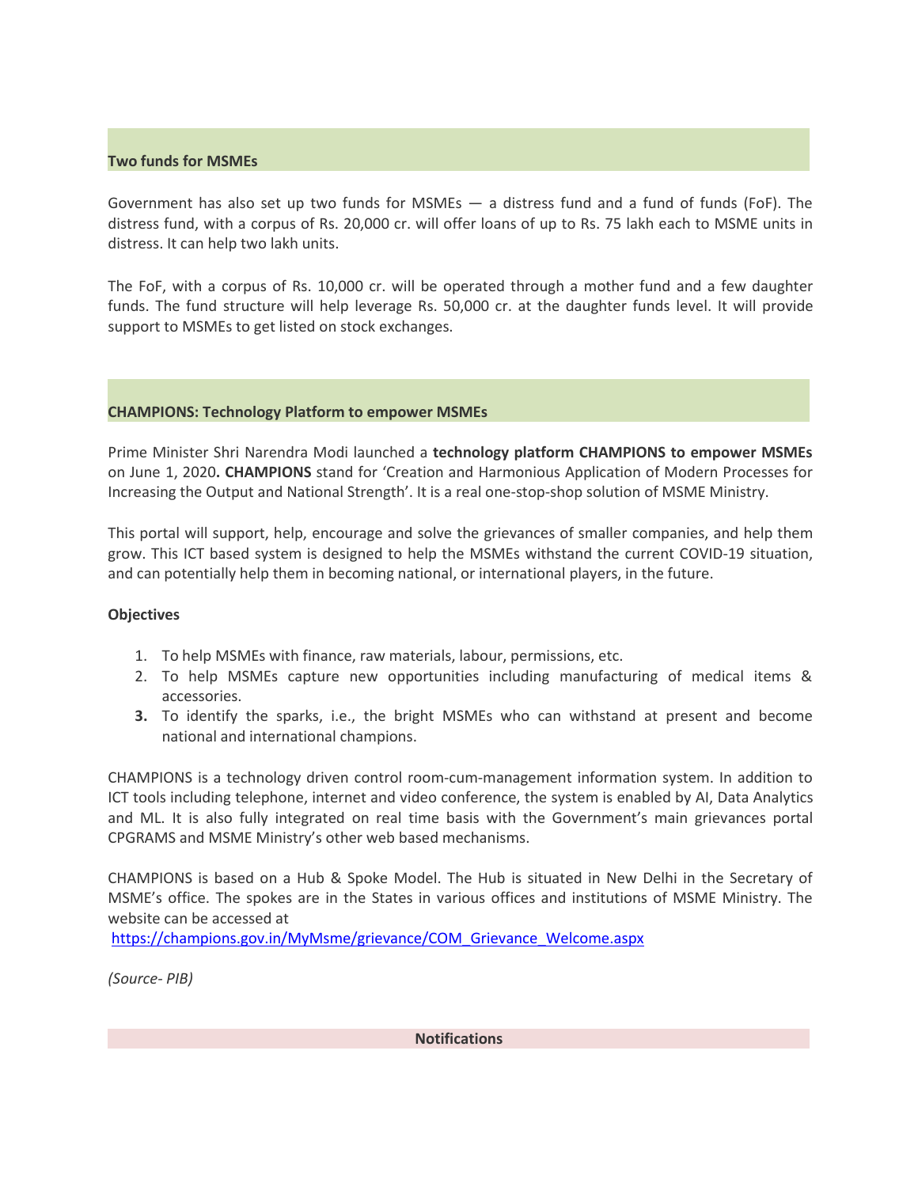## Two funds for MSMEs

Government has also set up two funds for MSMEs — a distress fund and a fund of funds (FoF). The distress fund, with a corpus of Rs. 20,000 cr. will offer loans of up to Rs. 75 lakh each to MSME units in distress. It can help two lakh units.

The FoF, with a corpus of Rs. 10,000 cr. will be operated through a mother fund and a few daughter funds. The fund structure will help leverage Rs. 50,000 cr. at the daughter funds level. It will provide support to MSMEs to get listed on stock exchanges.

## CHAMPIONS: Technology Platform to empower MSMEs

Prime Minister Shri Narendra Modi launched a **technology platform CHAMPIONS to empower MSMEs** on June 1, 2020**. CHAMPIONS** stand for 'Creation and Harmonious Application of Modern Processes for Increasing the Output and National Strength'. It is a real one-stop-shop solution of MSME Ministry.

This portal will support, help, encourage and solve the grievances of smaller companies, and help them grow. This ICT based system is designed to help the MSMEs withstand the current COVID-19 situation, and can potentially help them in becoming national, or international players, in the future.

**Objectives**

1. To help MSMEs with finance, raw materials, labour, permissions, etc.
2. To help MSMEs capture new opportunities including manufacturing of medical items & accessories.
3. To identify the sparks, i.e., the bright MSMEs who can withstand at present and become national and international champions.

CHAMPIONS is a technology driven control room-cum-management information system. In addition to ICT tools including telephone, internet and video conference, the system is enabled by AI, Data Analytics and ML. It is also fully integrated on real time basis with the Government's main grievances portal CPGRAMS and MSME Ministry's other web based mechanisms.

CHAMPIONS is based on a Hub & Spoke Model. The Hub is situated in New Delhi in the Secretary of MSME's office. The spokes are in the States in various offices and institutions of MSME Ministry. The website can be accessed at
https://champions.gov.in/MyMsme/grievance/COM_Grievance_Welcome.aspx

*(Source- PIB)*

## Notifications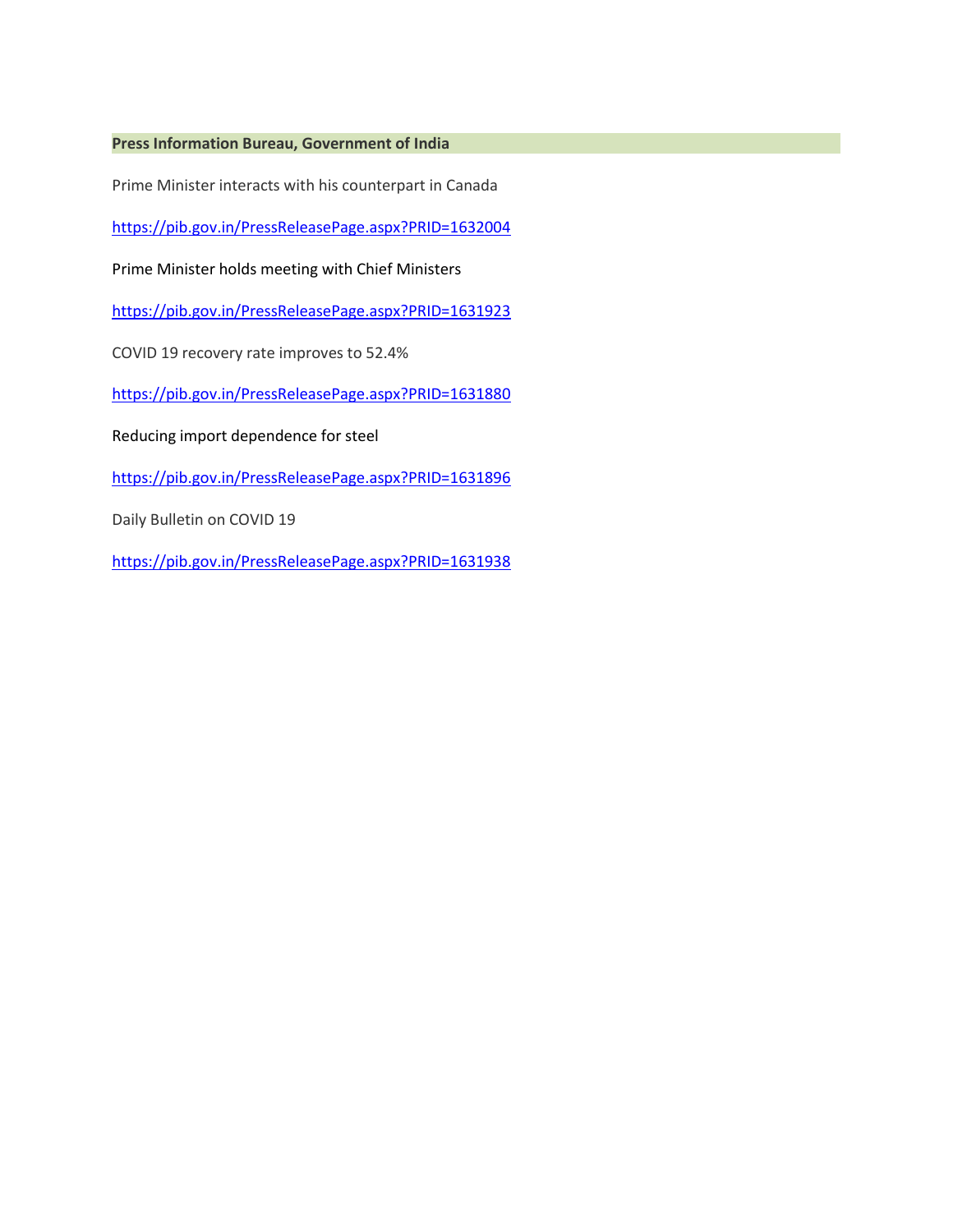**Press Information Bureau, Government of India**

Prime Minister interacts with his counterpart in Canada

https://pib.gov.in/PressReleasePage.aspx?PRID=1632004

Prime Minister holds meeting with Chief Ministers

https://pib.gov.in/PressReleasePage.aspx?PRID=1631923

COVID 19 recovery rate improves to 52.4%

https://pib.gov.in/PressReleasePage.aspx?PRID=1631880

Reducing import dependence for steel

https://pib.gov.in/PressReleasePage.aspx?PRID=1631896

Daily Bulletin on COVID 19

https://pib.gov.in/PressReleasePage.aspx?PRID=1631938